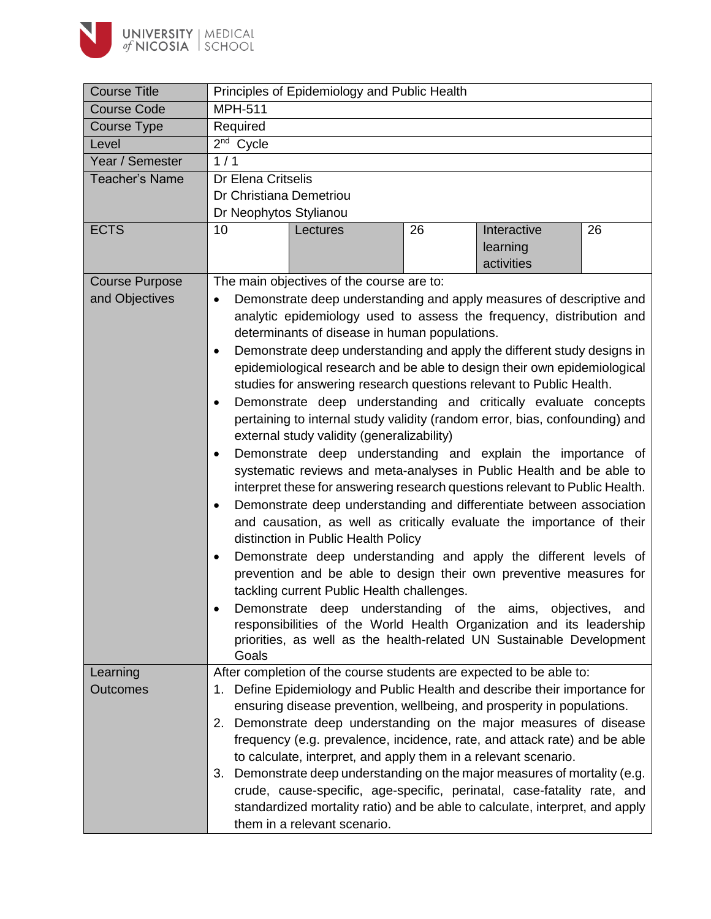| | | | | | |
|---|---|---|---|---|---|
| Course Title | Principles of Epidemiology and Public Health | | | | |
| Course Code | MPH-511 | | | | |
| Course Type | Required | | | | |
| Level | 2nd Cycle | | | | |
| Year / Semester | 1 / 1 | | | | |
| Teacher's Name | Dr Elena Critselis<br>Dr Christiana Demetriou<br>Dr Neophytos Stylianou | | | | |
| ECTS | 10 | Lectures | 26 | Interactive learning activities | 26 |
| Course Purpose and Objectives | The main objectives of the course are to:<br>• Demonstrate deep understanding and apply measures of descriptive and analytic epidemiology used to assess the frequency, distribution and determinants of disease in human populations.<br>• Demonstrate deep understanding and apply the different study designs in epidemiological research and be able to design their own epidemiological studies for answering research questions relevant to Public Health.<br>• Demonstrate deep understanding and critically evaluate concepts pertaining to internal study validity (random error, bias, confounding) and external study validity (generalizability)<br>• Demonstrate deep understanding and explain the importance of systematic reviews and meta-analyses in Public Health and be able to interpret these for answering research questions relevant to Public Health.<br>• Demonstrate deep understanding and differentiate between association and causation, as well as critically evaluate the importance of their distinction in Public Health Policy<br>• Demonstrate deep understanding and apply the different levels of prevention and be able to design their own preventive measures for tackling current Public Health challenges.<br>• Demonstrate deep understanding of the aims, objectives, and responsibilities of the World Health Organization and its leadership priorities, as well as the health-related UN Sustainable Development Goals | | | | |
| Learning Outcomes | After completion of the course students are expected to be able to:<br>1. Define Epidemiology and Public Health and describe their importance for ensuring disease prevention, wellbeing, and prosperity in populations.<br>2. Demonstrate deep understanding on the major measures of disease frequency (e.g. prevalence, incidence, rate, and attack rate) and be able to calculate, interpret, and apply them in a relevant scenario.<br>3. Demonstrate deep understanding on the major measures of mortality (e.g. crude, cause-specific, age-specific, perinatal, case-fatality rate, and standardized mortality ratio) and be able to calculate, interpret, and apply them in a relevant scenario. | | | | |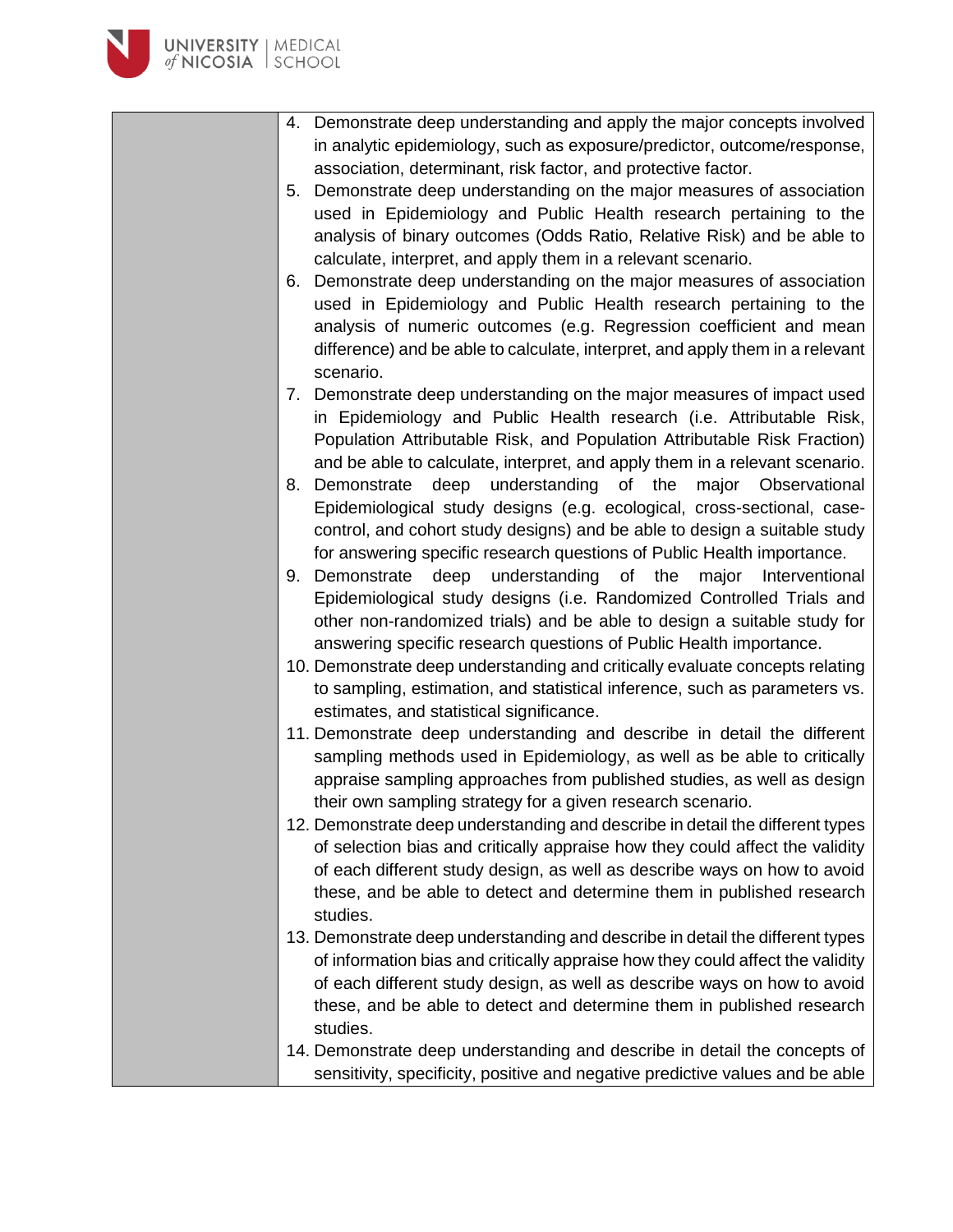| | |
|---|---|
| | 4. Demonstrate deep understanding and apply the major concepts involved in analytic epidemiology, such as exposure/predictor, outcome/response, association, determinant, risk factor, and protective factor.<br>5. Demonstrate deep understanding on the major measures of association used in Epidemiology and Public Health research pertaining to the analysis of binary outcomes (Odds Ratio, Relative Risk) and be able to calculate, interpret, and apply them in a relevant scenario.<br>6. Demonstrate deep understanding on the major measures of association used in Epidemiology and Public Health research pertaining to the analysis of numeric outcomes (e.g. Regression coefficient and mean difference) and be able to calculate, interpret, and apply them in a relevant scenario.<br>7. Demonstrate deep understanding on the major measures of impact used in Epidemiology and Public Health research (i.e. Attributable Risk, Population Attributable Risk, and Population Attributable Risk Fraction) and be able to calculate, interpret, and apply them in a relevant scenario.<br>8. Demonstrate deep understanding of the major Observational Epidemiological study designs (e.g. ecological, cross-sectional, case-control, and cohort study designs) and be able to design a suitable study for answering specific research questions of Public Health importance.<br>9. Demonstrate deep understanding of the major Interventional Epidemiological study designs (i.e. Randomized Controlled Trials and other non-randomized trials) and be able to design a suitable study for answering specific research questions of Public Health importance.<br>10. Demonstrate deep understanding and critically evaluate concepts relating to sampling, estimation, and statistical inference, such as parameters vs. estimates, and statistical significance.<br>11. Demonstrate deep understanding and describe in detail the different sampling methods used in Epidemiology, as well as be able to critically appraise sampling approaches from published studies, as well as design their own sampling strategy for a given research scenario.<br>12. Demonstrate deep understanding and describe in detail the different types of selection bias and critically appraise how they could affect the validity of each different study design, as well as describe ways on how to avoid these, and be able to detect and determine them in published research studies.<br>13. Demonstrate deep understanding and describe in detail the different types of information bias and critically appraise how they could affect the validity of each different study design, as well as describe ways on how to avoid these, and be able to detect and determine them in published research studies.<br>14. Demonstrate deep understanding and describe in detail the concepts of sensitivity, specificity, positive and negative predictive values and be able |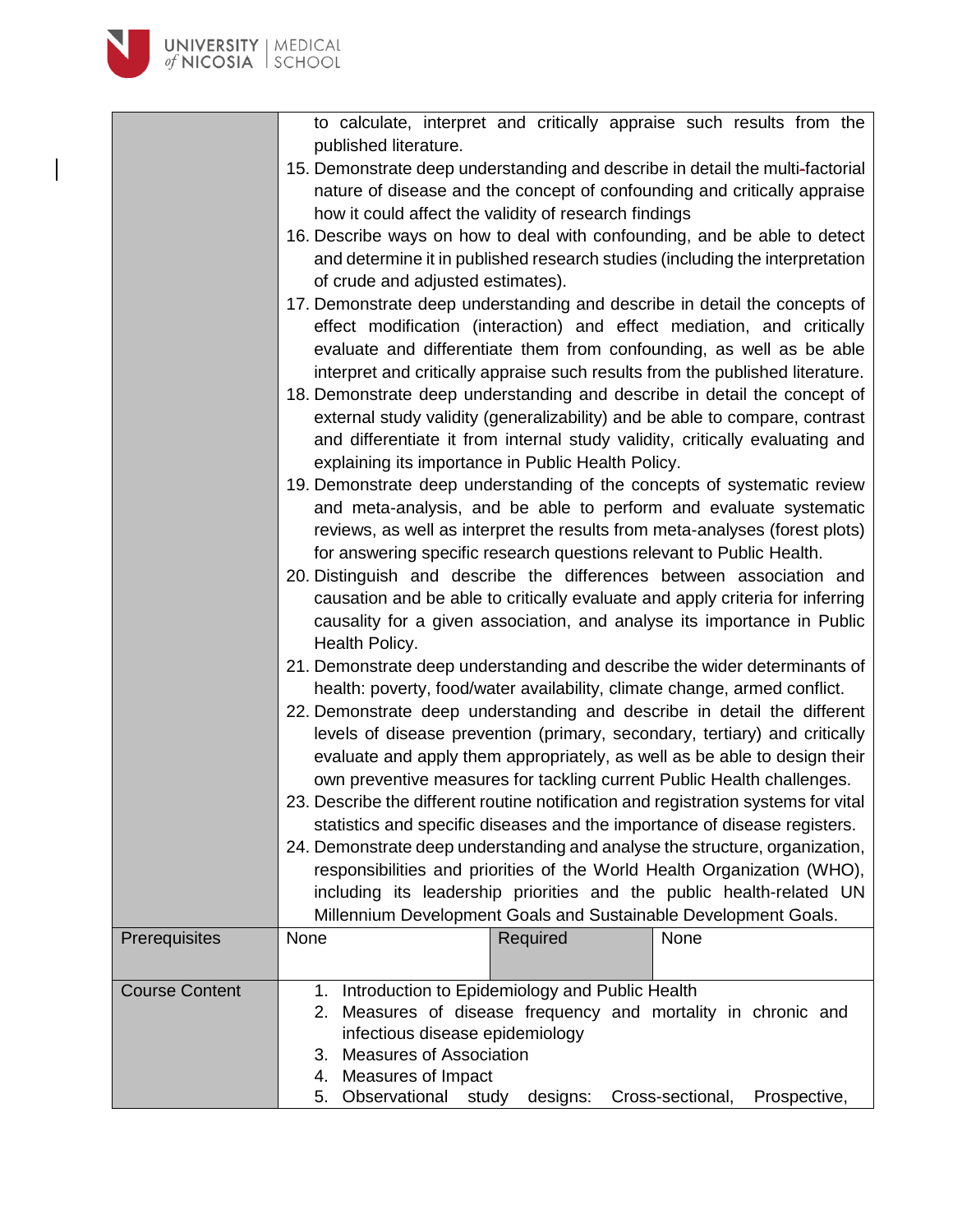| | |
|---|---|
| | to calculate, interpret and critically appraise such results from the published literature.<br>15. Demonstrate deep understanding and describe in detail the multi-factorial nature of disease and the concept of confounding and critically appraise how it could affect the validity of research findings<br>16. Describe ways on how to deal with confounding, and be able to detect and determine it in published research studies (including the interpretation of crude and adjusted estimates).<br>17. Demonstrate deep understanding and describe in detail the concepts of effect modification (interaction) and effect mediation, and critically evaluate and differentiate them from confounding, as well as be able interpret and critically appraise such results from the published literature.<br>18. Demonstrate deep understanding and describe in detail the concept of external study validity (generalizability) and be able to compare, contrast and differentiate it from internal study validity, critically evaluating and explaining its importance in Public Health Policy.<br>19. Demonstrate deep understanding of the concepts of systematic review and meta-analysis, and be able to perform and evaluate systematic reviews, as well as interpret the results from meta-analyses (forest plots) for answering specific research questions relevant to Public Health.<br>20. Distinguish and describe the differences between association and causation and be able to critically evaluate and apply criteria for inferring causality for a given association, and analyse its importance in Public Health Policy.<br>21. Demonstrate deep understanding and describe the wider determinants of health: poverty, food/water availability, climate change, armed conflict.<br>22. Demonstrate deep understanding and describe in detail the different levels of disease prevention (primary, secondary, tertiary) and critically evaluate and apply them appropriately, as well as be able to design their own preventive measures for tackling current Public Health challenges.<br>23. Describe the different routine notification and registration systems for vital statistics and specific diseases and the importance of disease registers.<br>24. Demonstrate deep understanding and analyse the structure, organization, responsibilities and priorities of the World Health Organization (WHO), including its leadership priorities and the public health-related UN Millennium Development Goals and Sustainable Development Goals. |
| Prerequisites | None \| Required \| None |
| Course Content | 1. Introduction to Epidemiology and Public Health<br>2. Measures of disease frequency and mortality in chronic and infectious disease epidemiology<br>3. Measures of Association<br>4. Measures of Impact<br>5. Observational study designs: Cross-sectional, Prospective, |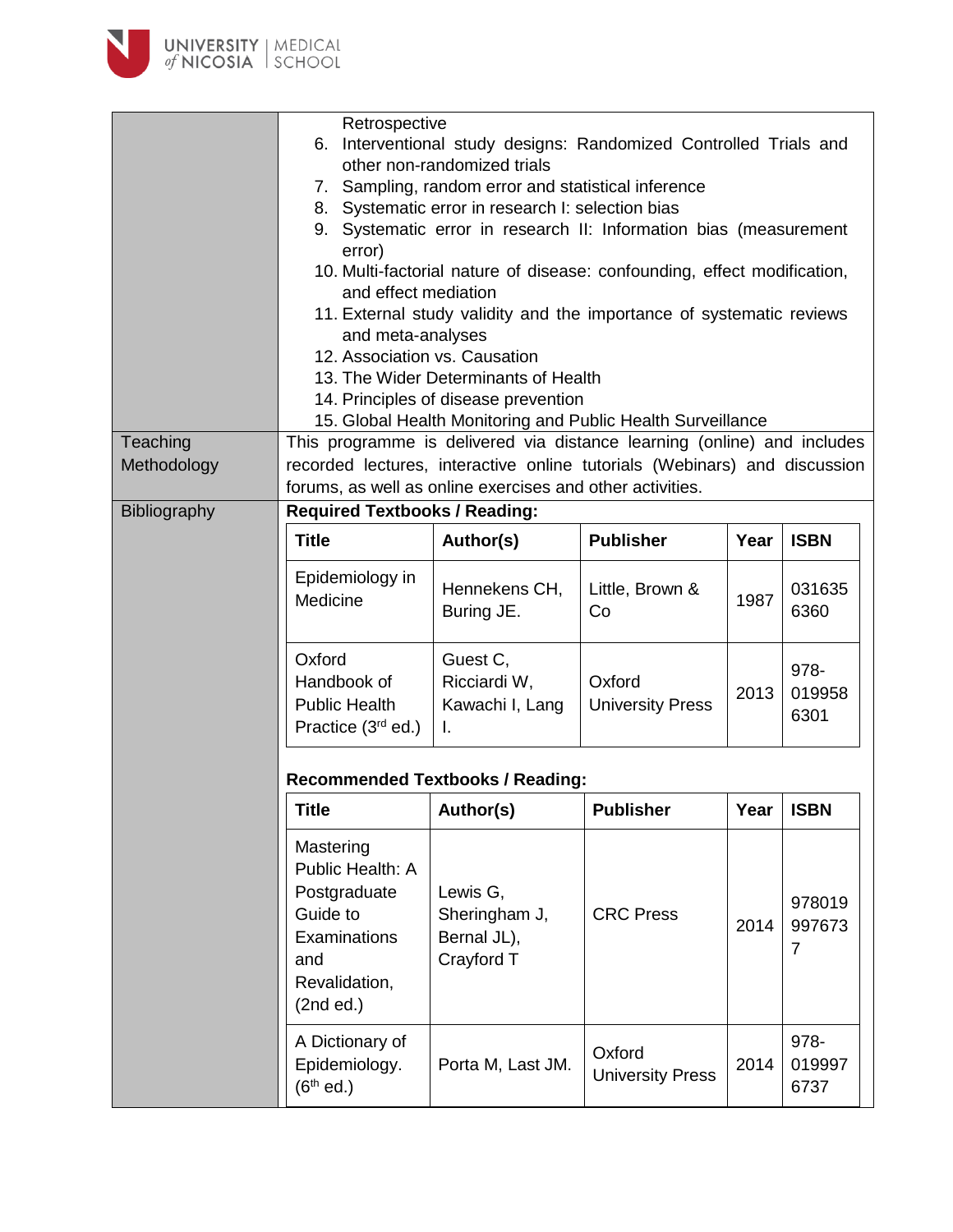| | |
|---|---|
| | Retrospective<br>6. Interventional study designs: Randomized Controlled Trials and other non-randomized trials<br>7. Sampling, random error and statistical inference<br>8. Systematic error in research I: selection bias<br>9. Systematic error in research II: Information bias (measurement error)<br>10. Multi-factorial nature of disease: confounding, effect modification, and effect mediation<br>11. External study validity and the importance of systematic reviews and meta-analyses<br>12. Association vs. Causation<br>13. The Wider Determinants of Health<br>14. Principles of disease prevention<br>15. Global Health Monitoring and Public Health Surveillance |
| Teaching Methodology | This programme is delivered via distance learning (online) and includes recorded lectures, interactive online tutorials (Webinars) and discussion forums, as well as online exercises and other activities. |
| Bibliography | **Required Textbooks / Reading:** |

**Required Textbooks / Reading:**

| Title | Author(s) | Publisher | Year | ISBN |
|---|---|---|---|---|
| Epidemiology in Medicine | Hennekens CH, Buring JE. | Little, Brown & Co | 1987 | 0316356360 |
| Oxford Handbook of Public Health Practice (3rd ed.) | Guest C, Ricciardi W, Kawachi I, Lang I. | Oxford University Press | 2013 | 978-0199586301 |

**Recommended Textbooks / Reading:**

| Title | Author(s) | Publisher | Year | ISBN |
|---|---|---|---|---|
| Mastering Public Health: A Postgraduate Guide to Examinations and Revalidation, (2nd ed.) | Lewis G, Sheringham J, Bernal JL), Crayford T | CRC Press | 2014 | 9780199976737 |
| A Dictionary of Epidemiology. (6th ed.) | Porta M, Last JM. | Oxford University Press | 2014 | 978-0199976737 |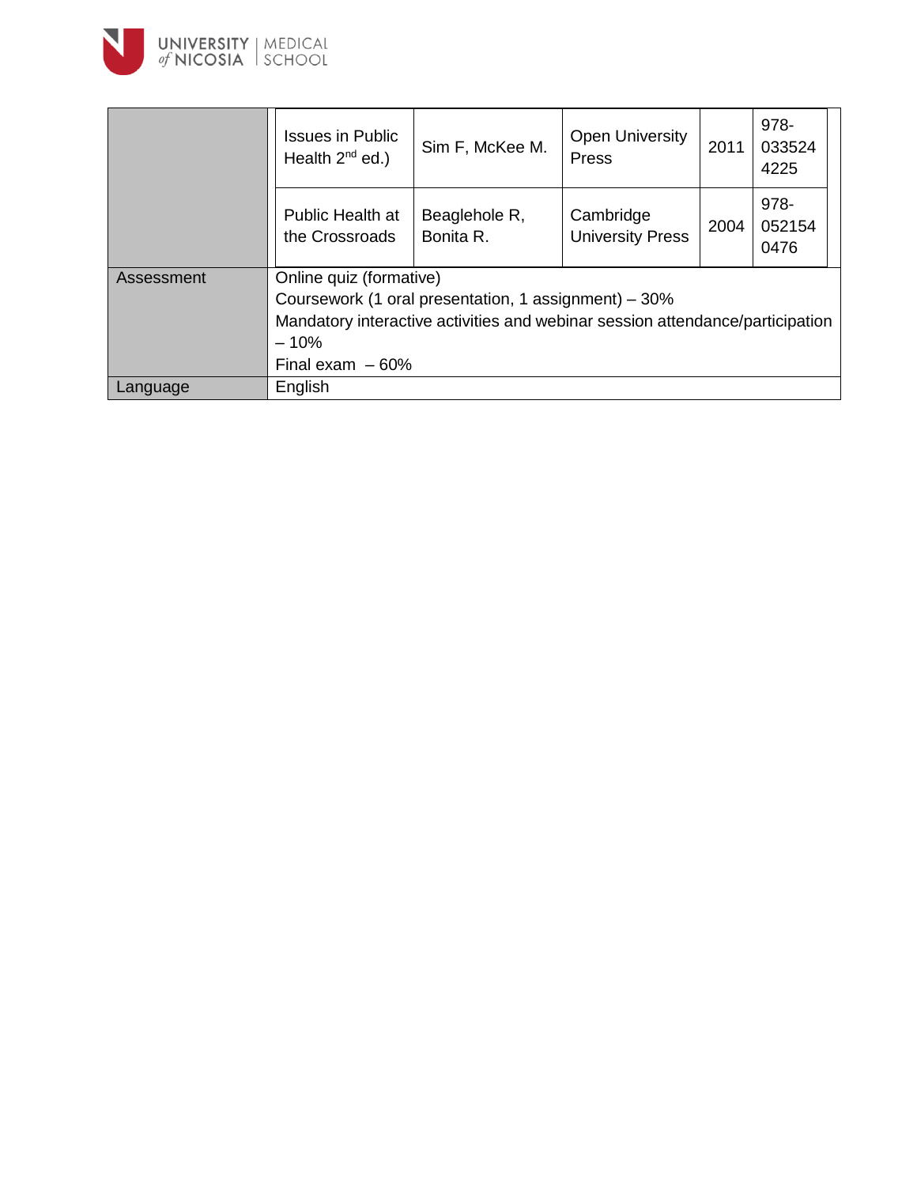| | | | | | |
|---|---|---|---|---|---|
| | Issues in Public Health 2nd ed.) | Sim F, McKee M. | Open University Press | 2011 | 978-0335244225 |
| | Public Health at the Crossroads | Beaglehole R, Bonita R. | Cambridge University Press | 2004 | 978-0521540476 |
| Assessment | Online quiz (formative)<br>Coursework (1 oral presentation, 1 assignment) – 30%<br>Mandatory interactive activities and webinar session attendance/participation – 10%<br>Final exam – 60% | | | | |
| Language | English | | | | |